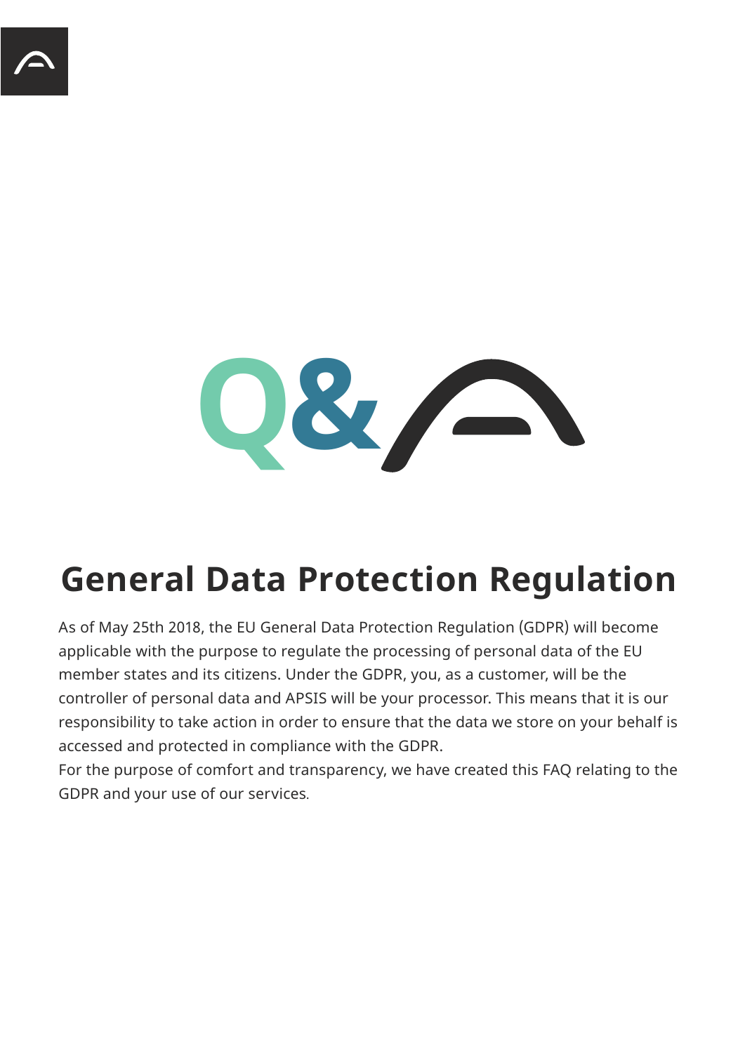# Q&A

## General Data Protection Regulation

As of May 25th 2018, the EU General Data Protection Regulation (GDPR) will become applicable with the purpose to regulate the processing of personal data of the EU member states and its citizens. Under the GDPR, you, as a customer, will be the controller of personal data and APSIS will be your processor. This means that it is our responsibility to take action in order to ensure that the data we store on your behalf is accessed and protected in compliance with the GDPR.

For the purpose of comfort and transparency, we have created this FAQ relating to the GDPR and your use of our services.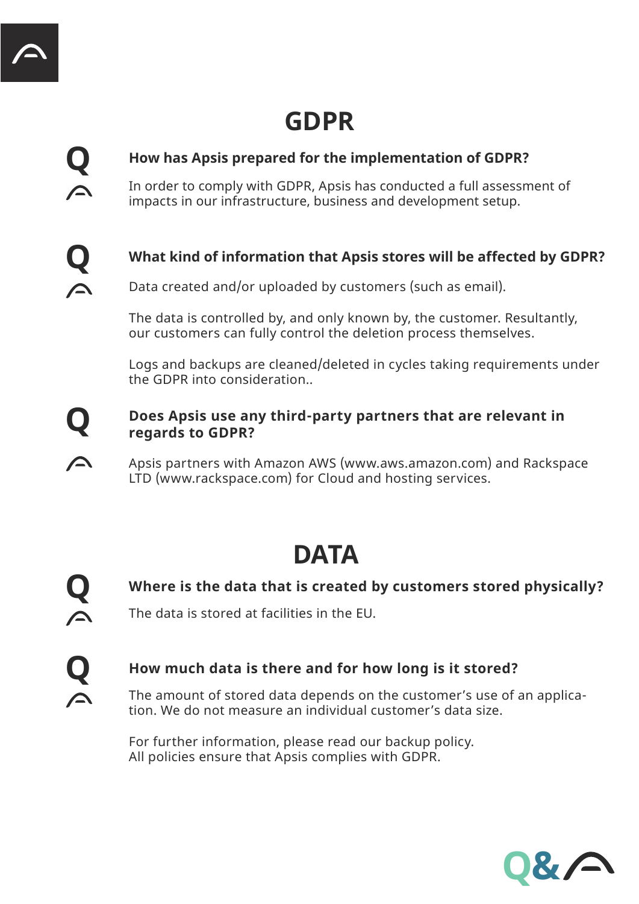# GDPR

**Q** **How has Apsis prepared for the implementation of GDPR?**

In order to comply with GDPR, Apsis has conducted a full assessment of impacts in our infrastructure, business and development setup.

**Q** **What kind of information that Apsis stores will be affected by GDPR?**

Data created and/or uploaded by customers (such as email).

The data is controlled by, and only known by, the customer. Resultantly, our customers can fully control the deletion process themselves.

Logs and backups are cleaned/deleted in cycles taking requirements under the GDPR into consideration..

**Q** **Does Apsis use any third-party partners that are relevant in regards to GDPR?**

Apsis partners with Amazon AWS (www.aws.amazon.com) and Rackspace LTD (www.rackspace.com) for Cloud and hosting services.

# DATA

**Q** **Where is the data that is created by customers stored physically?**

The data is stored at facilities in the EU.

**Q** **How much data is there and for how long is it stored?**

The amount of stored data depends on the customer's use of an application. We do not measure an individual customer's data size.

For further information, please read our backup policy.
All policies ensure that Apsis complies with GDPR.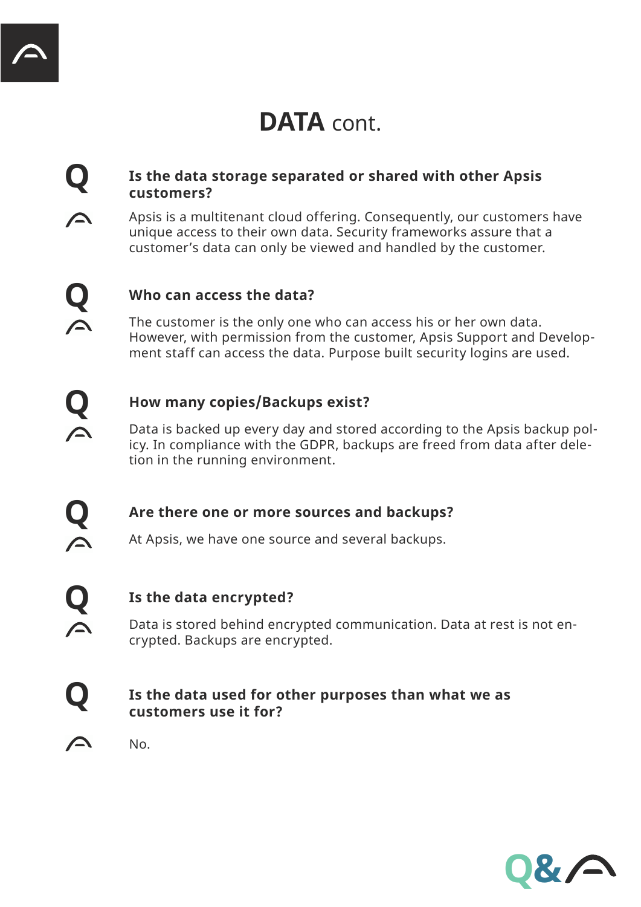# **DATA** cont.

**Q** **Is the data storage separated or shared with other Apsis customers?**

Apsis is a multitenant cloud offering. Consequently, our customers have unique access to their own data. Security frameworks assure that a customer's data can only be viewed and handled by the customer.

**Q** **Who can access the data?**

The customer is the only one who can access his or her own data. However, with permission from the customer, Apsis Support and Development staff can access the data. Purpose built security logins are used.

**Q** **How many copies/Backups exist?**

Data is backed up every day and stored according to the Apsis backup policy. In compliance with the GDPR, backups are freed from data after deletion in the running environment.

**Q** **Are there one or more sources and backups?**

At Apsis, we have one source and several backups.

**Q** **Is the data encrypted?**

Data is stored behind encrypted communication. Data at rest is not encrypted. Backups are encrypted.

**Q** **Is the data used for other purposes than what we as customers use it for?**

No.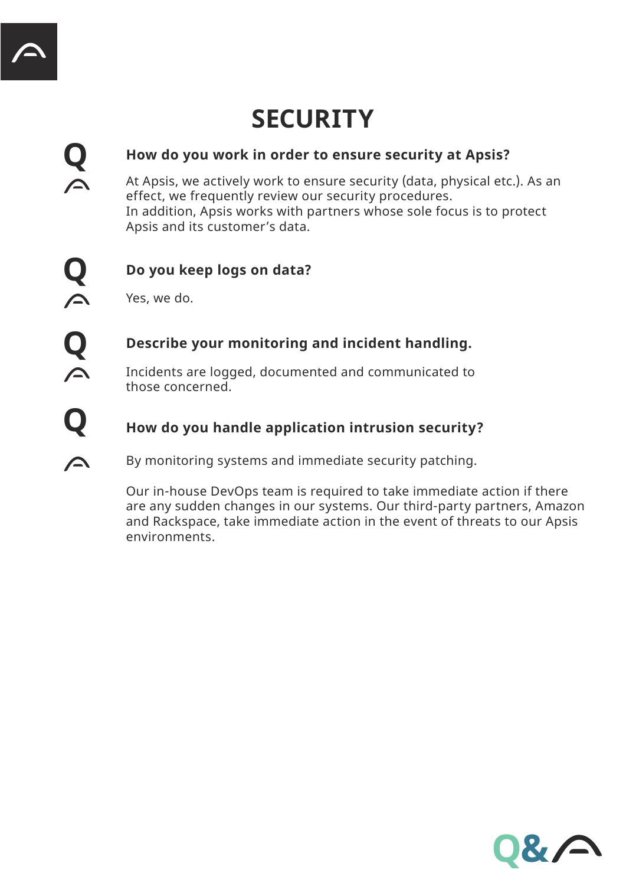# SECURITY

**Q** **How do you work in order to ensure security at Apsis?**

At Apsis, we actively work to ensure security (data, physical etc.). As an effect, we frequently review our security procedures.
In addition, Apsis works with partners whose sole focus is to protect Apsis and its customer's data.

**Q** **Do you keep logs on data?**

Yes, we do.

**Q** **Describe your monitoring and incident handling.**

Incidents are logged, documented and communicated to those concerned.

**Q** **How do you handle application intrusion security?**

By monitoring systems and immediate security patching.

Our in-house DevOps team is required to take immediate action if there are any sudden changes in our systems. Our third-party partners, Amazon and Rackspace, take immediate action in the event of threats to our Apsis environments.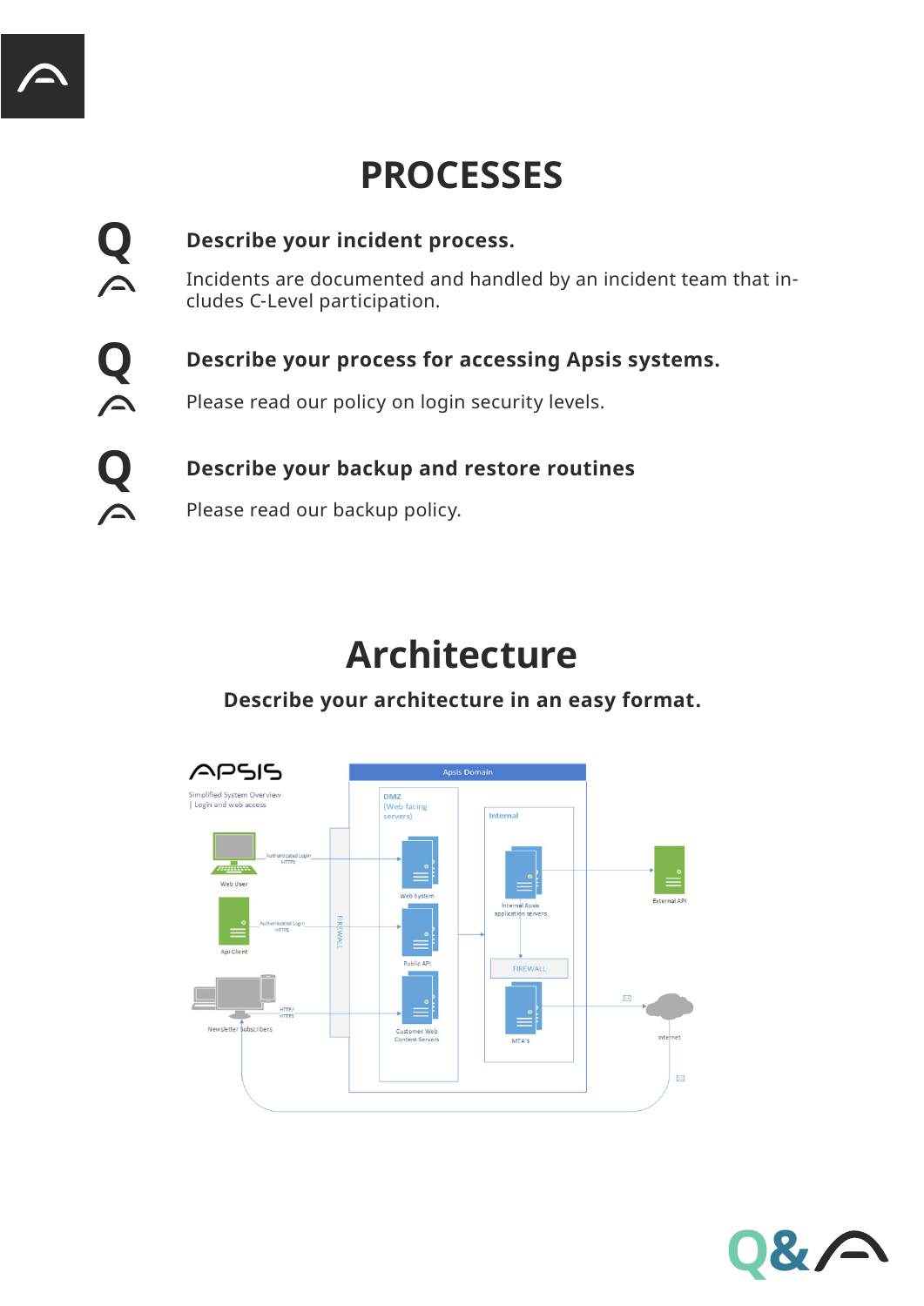# PROCESSES

**Q** **Describe your incident process.**

Incidents are documented and handled by an incident team that includes C-Level participation.

**Q** **Describe your process for accessing Apsis systems.**

Please read our policy on login security levels.

**Q** **Describe your backup and restore routines**

Please read our backup policy.

# Architecture

**Describe your architecture in an easy format.**

APSIS
Simplified System Overview
| Login and web access

Apsis Domain
DMZ
(Web facing servers)
Internal
Web User
Authenticated Login
HTTPS
Web System
Internal Apsis application servers
External API
Api Client
Authenticated Login
HTTPS
FIREWALL
Public API
FIREWALL
Newsletter Subscribers
HTTP/
HTTPS
Customer Web Content Servers
MTA's
Internet